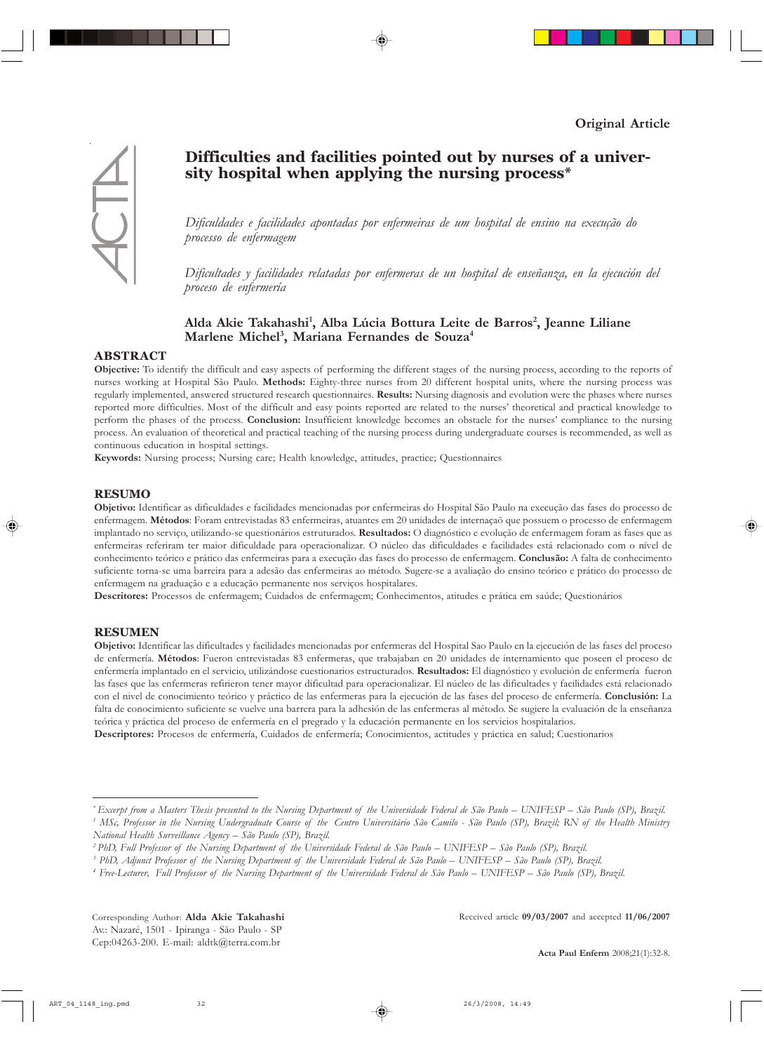Original Article

# Difficulties and facilities pointed out by nurses of a university hospital when applying the nursing process*

*Dificuldades e facilidades apontadas por enfermeiras de um hospital de ensino na execução do processo de enfermagem*

*Dificultades y facilidades relatadas por enfermeras de un hospital de enseñanza, en la ejecución del proceso de enfermería*

**Alda Akie Takahashi[1], Alba Lúcia Bottura Leite de Barros[2], Jeanne Liliane Marlene Michel[3], Mariana Fernandes de Souza[4]**

## ABSTRACT

**Objective:** To identify the difficult and easy aspects of performing the different stages of the nursing process, according to the reports of nurses working at Hospital São Paulo. **Methods:** Eighty-three nurses from 20 different hospital units, where the nursing process was regularly implemented, answered structured research questionnaires. **Results:** Nursing diagnosis and evolution were the phases where nurses reported more difficulties. Most of the difficult and easy points reported are related to the nurses' theoretical and practical knowledge to perform the phases of the process. **Conclusion:** Insufficient knowledge becomes an obstacle for the nurses' compliance to the nursing process. An evaluation of theoretical and practical teaching of the nursing process during undergraduate courses is recommended, as well as continuous education in hospital settings.

**Keywords:** Nursing process; Nursing care; Health knowledge, attitudes, practice; Questionnaires

## RESUMO

**Objetivo:** Identificar as dificuldades e facilidades mencionadas por enfermeiras do Hospital São Paulo na execução das fases do processo de enfermagem. **Métodos**: Foram entrevistadas 83 enfermeiras, atuantes em 20 unidades de internaçaõ que possuem o processo de enfermagem implantado no serviço, utilizando-se questionários estruturados. **Resultados:** O diagnóstico e evolução de enfermagem foram as fases que as enfermeiras referiram ter maior dificuldade para operacionalizar. O núcleo das dificuldades e facilidades está relacionado com o nível de conhecimento teórico e prático das enfermeiras para a execução das fases do processo de enfermagem. **Conclusão:** A falta de conhecimento suficiente torna-se uma barreira para a adesão das enfermeiras ao método. Sugere-se a avaliação do ensino teórico e prático do processo de enfermagem na graduação e a educação permanente nos serviços hospitalares.

**Descritores:** Processos de enfermagem; Cuidados de enfermagem; Conhecimentos, atitudes e prática em saúde; Questionários

## RESUMEN

**Objetivo:** Identificar las dificultades y facilidades mencionadas por enfermeras del Hospital Sao Paulo en la ejecución de las fases del proceso de enfermería. **Métodos**: Fueron entrevistadas 83 enfermeras, que trabajaban en 20 unidades de internamiento que poseen el proceso de enfermería implantado en el servicio, utilizándose cuestionarios estructurados. **Resultados:** El diagnóstico y evolución de enfermería fueron las fases que las enfermeras refirieron tener mayor dificultad para operacionalizar. El núcleo de las dificultades y facilidades está relacionado con el nivel de conocimiento teórico y práctico de las enfermeras para la ejecución de las fases del proceso de enfermería. **Conclusión:** La falta de conocimiento suficiente se vuelve una barrera para la adhesión de las enfermeras al método. Se sugiere la evaluación de la enseñanza teórica y práctica del proceso de enfermería en el pregrado y la educación permanente en los servicios hospitalarios.

**Descriptores:** Procesos de enfermería, Cuidados de enfermería; Conocimientos, actitudes y práctica en salud; Cuestionarios

---

\* *Excerpt from a Masters Thesis presented to the Nursing Department of the Universidade Federal de São Paulo – UNIFESP – São Paulo (SP), Brazil.*

[1] *MSc, Professor in the Nursing Undergraduate Course of the Centro Universitário São Camilo - São Paulo (SP), Brazil; RN of the Health Ministry National Health Surveillance Agency – São Paulo (SP), Brazil.*

[2] *PhD, Full Professor of the Nursing Department of the Universidade Federal de São Paulo – UNIFESP – São Paulo (SP), Brazil.*

[3] *PhD, Adjunct Professor of the Nursing Department of the Universidade Federal de São Paulo – UNIFESP – São Paulo (SP), Brazil.*

[4] *Free-Lecturer, Full Professor of the Nursing Department of the Universidade Federal de São Paulo – UNIFESP – São Paulo (SP), Brazil.*

Corresponding Author: **Alda Akie Takahashi**
Av.: Nazaré, 1501 - Ipiranga - São Paulo - SP
Cep:04263-200. E-mail: aldtk@terra.com.br

Received article **09/03/2007** and accepted **11/06/2007**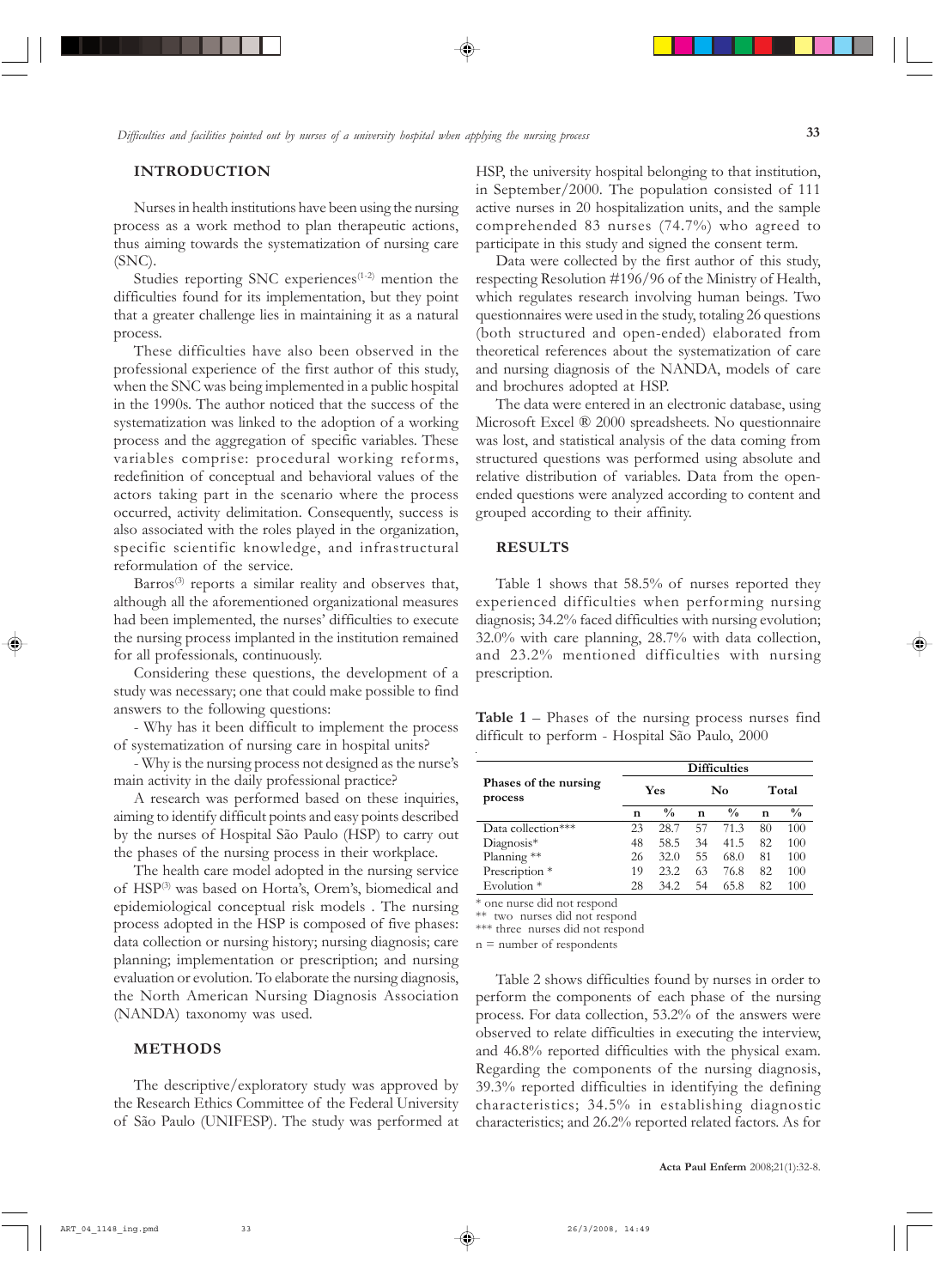## INTRODUCTION

Nurses in health institutions have been using the nursing process as a work method to plan therapeutic actions, thus aiming towards the systematization of nursing care (SNC).

Studies reporting SNC experiences[1-2] mention the difficulties found for its implementation, but they point that a greater challenge lies in maintaining it as a natural process.

These difficulties have also been observed in the professional experience of the first author of this study, when the SNC was being implemented in a public hospital in the 1990s. The author noticed that the success of the systematization was linked to the adoption of a working process and the aggregation of specific variables. These variables comprise: procedural working reforms, redefinition of conceptual and behavioral values of the actors taking part in the scenario where the process occurred, activity delimitation. Consequently, success is also associated with the roles played in the organization, specific scientific knowledge, and infrastructural reformulation of the service.

Barros[3] reports a similar reality and observes that, although all the aforementioned organizational measures had been implemented, the nurses' difficulties to execute the nursing process implanted in the institution remained for all professionals, continuously.

Considering these questions, the development of a study was necessary; one that could make possible to find answers to the following questions:

- Why has it been difficult to implement the process of systematization of nursing care in hospital units?

- Why is the nursing process not designed as the nurse's main activity in the daily professional practice?

A research was performed based on these inquiries, aiming to identify difficult points and easy points described by the nurses of Hospital São Paulo (HSP) to carry out the phases of the nursing process in their workplace.

The health care model adopted in the nursing service of HSP[3] was based on Horta's, Orem's, biomedical and epidemiological conceptual risk models . The nursing process adopted in the HSP is composed of five phases: data collection or nursing history; nursing diagnosis; care planning; implementation or prescription; and nursing evaluation or evolution. To elaborate the nursing diagnosis, the North American Nursing Diagnosis Association (NANDA) taxonomy was used.

## METHODS

The descriptive/exploratory study was approved by the Research Ethics Committee of the Federal University of São Paulo (UNIFESP). The study was performed at HSP, the university hospital belonging to that institution, in September/2000. The population consisted of 111 active nurses in 20 hospitalization units, and the sample comprehended 83 nurses (74.7%) who agreed to participate in this study and signed the consent term.

Data were collected by the first author of this study, respecting Resolution #196/96 of the Ministry of Health, which regulates research involving human beings. Two questionnaires were used in the study, totaling 26 questions (both structured and open-ended) elaborated from theoretical references about the systematization of care and nursing diagnosis of the NANDA, models of care and brochures adopted at HSP.

The data were entered in an electronic database, using Microsoft Excel ® 2000 spreadsheets. No questionnaire was lost, and statistical analysis of the data coming from structured questions was performed using absolute and relative distribution of variables. Data from the open-ended questions were analyzed according to content and grouped according to their affinity.

## RESULTS

Table 1 shows that 58.5% of nurses reported they experienced difficulties when performing nursing diagnosis; 34.2% faced difficulties with nursing evolution; 32.0% with care planning, 28.7% with data collection, and 23.2% mentioned difficulties with nursing prescription.

**Table 1** – Phases of the nursing process nurses find difficult to perform - Hospital São Paulo, 2000

| Phases of the nursing process | Difficulties | | | | | |
|---|---|---|---|---|---|---|
| | Yes | | No | | Total | |
| | n | % | n | % | n | % |
| Data collection*** | 23 | 28.7 | 57 | 71.3 | 80 | 100 |
| Diagnosis* | 48 | 58.5 | 34 | 41.5 | 82 | 100 |
| Planning ** | 26 | 32.0 | 55 | 68.0 | 81 | 100 |
| Prescription * | 19 | 23.2 | 63 | 76.8 | 82 | 100 |
| Evolution * | 28 | 34.2 | 54 | 65.8 | 82 | 100 |

\* one nurse did not respond
\** two nurses did not respond
\*** three nurses did not respond
n = number of respondents

Table 2 shows difficulties found by nurses in order to perform the components of each phase of the nursing process. For data collection, 53.2% of the answers were observed to relate difficulties in executing the interview, and 46.8% reported difficulties with the physical exam. Regarding the components of the nursing diagnosis, 39.3% reported difficulties in identifying the defining characteristics; 34.5% in establishing diagnostic characteristics; and 26.2% reported related factors. As for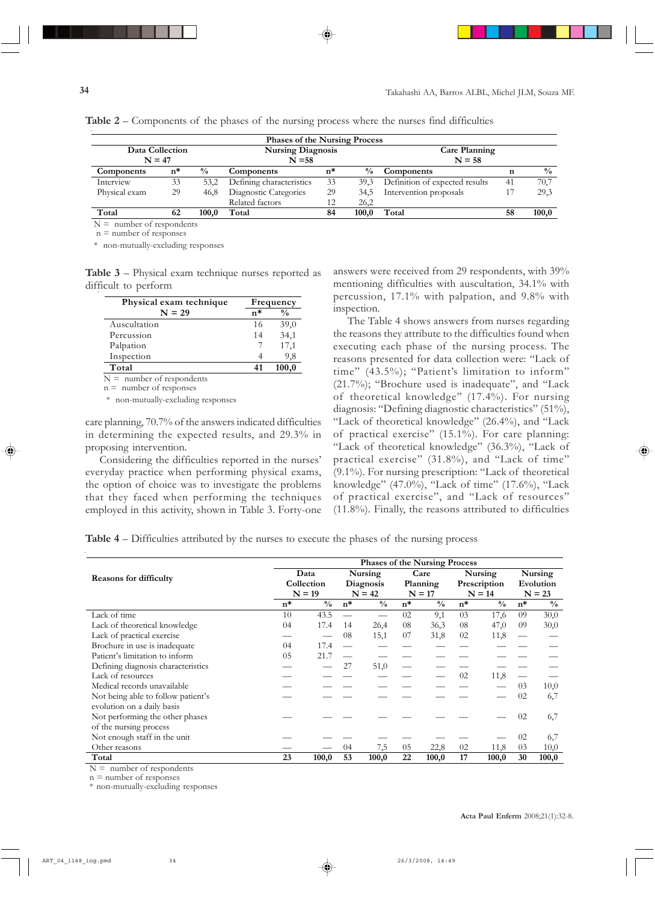**Table 2** – Components of the phases of the nursing process where the nurses find difficulties

| Phases of the Nursing Process | | | | | | | | |
|---|---|---|---|---|---|---|---|---|
| Data Collection N = 47 | | | Nursing Diagnosis N =58 | | | Care Planning N = 58 | | |
| Components | n* | % | Components | n* | % | Components | n | % |
| Interview | 33 | 53,2 | Defining characteristics | 33 | 39,3 | Definition of expected results | 41 | 70,7 |
| Physical exam | 29 | 46,8 | Diagnostic Categories | 29 | 34,5 | Intervention proposals | 17 | 29,3 |
| | | | Related factors | 12 | 26,2 | | | |
| **Total** | **62** | **100,0** | **Total** | **84** | **100,0** | **Total** | **58** | **100,0** |

N = number of respondents
n = number of responses
\* non-mutually-excluding responses

**Table 3** – Physical exam technique nurses reported as difficult to perform

| Physical exam technique N = 29 | Frequency | |
|---|---|---|
| | n* | % |
| Auscultation | 16 | 39,0 |
| Percussion | 14 | 34,1 |
| Palpation | 7 | 17,1 |
| Inspection | 4 | 9,8 |
| **Total** | **41** | **100,0** |

N = number of respondents
n = number of responses
\* non-mutually-excluding responses

care planning, 70.7% of the answers indicated difficulties in determining the expected results, and 29.3% in proposing intervention.

Considering the difficulties reported in the nurses' everyday practice when performing physical exams, the option of choice was to investigate the problems that they faced when performing the techniques employed in this activity, shown in Table 3. Forty-one answers were received from 29 respondents, with 39% mentioning difficulties with auscultation, 34.1% with percussion, 17.1% with palpation, and 9.8% with inspection.

The Table 4 shows answers from nurses regarding the reasons they attribute to the difficulties found when executing each phase of the nursing process. The reasons presented for data collection were: "Lack of time" (43.5%); "Patient's limitation to inform" (21.7%); "Brochure used is inadequate", and "Lack of theoretical knowledge" (17.4%). For nursing diagnosis: "Defining diagnostic characteristics" (51%), "Lack of theoretical knowledge" (26.4%), and "Lack of practical exercise" (15.1%). For care planning: "Lack of theoretical knowledge" (36.3%), "Lack of practical exercise" (31.8%), and "Lack of time" (9.1%). For nursing prescription: "Lack of theoretical knowledge" (47.0%), "Lack of time" (17.6%), "Lack of practical exercise", and "Lack of resources" (11.8%). Finally, the reasons attributed to difficulties

**Table 4** – Difficulties attributed by the nurses to execute the phases of the nursing process

| Reasons for difficulty | Phases of the Nursing Process | | | | | | | | | |
|---|---|---|---|---|---|---|---|---|---|---|
| | Data Collection N = 19 | | Nursing Diagnosis N = 42 | | Care Planning N = 17 | | Nursing Prescription N = 14 | | Nursing Evolution N = 23 | |
| | n* | % | n* | % | n* | % | n* | % | n* | % |
| Lack of time | 10 | 43.5 | — | — | 02 | 9,1 | 03 | 17,6 | 09 | 30,0 |
| Lack of theoretical knowledge | 04 | 17.4 | 14 | 26,4 | 08 | 36,3 | 08 | 47,0 | 09 | 30,0 |
| Lack of practical exercise | — | — | 08 | 15,1 | 07 | 31,8 | 02 | 11,8 | — | — |
| Brochure in use is inadequate | 04 | 17.4 | — | — | — | — | — | — | — | — |
| Patient's limitation to inform | 05 | 21.7 | — | — | — | — | — | — | — | — |
| Defining diagnosis characteristics | — | — | 27 | 51,0 | — | — | — | — | — | — |
| Lack of resources | — | — | — | — | — | — | 02 | 11,8 | — | — |
| Medical records unavailable | — | — | — | — | — | — | — | — | 03 | 10,0 |
| Not being able to follow patient's evolution on a daily basis | — | — | — | — | — | — | — | — | 02 | 6,7 |
| Not performing the other phases of the nursing process | — | — | — | — | — | — | — | — | 02 | 6,7 |
| Not enough staff in the unit | — | — | — | — | — | — | — | — | 02 | 6,7 |
| Other reasons | — | — | 04 | 7,5 | 05 | 22,8 | 02 | 11,8 | 03 | 10,0 |
| **Total** | **23** | **100,0** | **53** | **100,0** | **22** | **100,0** | **17** | **100,0** | **30** | **100,0** |

N = number of respondents
n = number of responses
\* non-mutually-excluding responses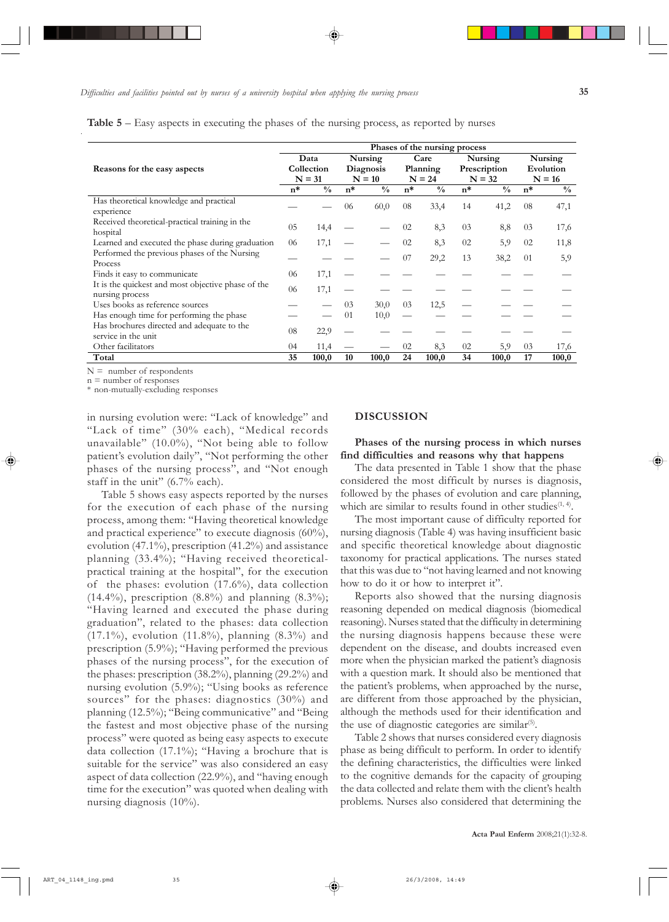**Table 5** – Easy aspects in executing the phases of the nursing process, as reported by nurses

| Reasons for the easy aspects | Phases of the nursing process | | | | | | | | | |
|---|---|---|---|---|---|---|---|---|---|---|
| | Data Collection N = 31 | | Nursing Diagnosis N = 10 | | Care Planning N = 24 | | Nursing Prescription N = 32 | | Nursing Evolution N = 16 | |
| | n* | % | n* | % | n* | % | n* | % | n* | % |
| Has theoretical knowledge and practical experience | — | — | 06 | 60,0 | 08 | 33,4 | 14 | 41,2 | 08 | 47,1 |
| Received theoretical-practical training in the hospital | 05 | 14,4 | — | — | 02 | 8,3 | 03 | 8,8 | 03 | 17,6 |
| Learned and executed the phase during graduation | 06 | 17,1 | — | — | 02 | 8,3 | 02 | 5,9 | 02 | 11,8 |
| Performed the previous phases of the Nursing Process | — | — | — | — | 07 | 29,2 | 13 | 38,2 | 01 | 5,9 |
| Finds it easy to communicate | 06 | 17,1 | — | — | — | — | — | — | — | — |
| It is the quickest and most objective phase of the nursing process | 06 | 17,1 | — | — | — | — | — | — | — | — |
| Uses books as reference sources | — | — | 03 | 30,0 | 03 | 12,5 | — | — | — | — |
| Has enough time for performing the phase | — | — | 01 | 10,0 | — | — | — | — | — | — |
| Has brochures directed and adequate to the service in the unit | 08 | 22,9 | — | — | — | — | — | — | — | — |
| Other facilitators | 04 | 11,4 | — | — | 02 | 8,3 | 02 | 5,9 | 03 | 17,6 |
| **Total** | **35** | **100,0** | **10** | **100,0** | **24** | **100,0** | **34** | **100,0** | **17** | **100,0** |

N = number of respondents
n = number of responses
* non-mutually-excluding responses

in nursing evolution were: "Lack of knowledge" and "Lack of time" (30% each), "Medical records unavailable" (10.0%), "Not being able to follow patient's evolution daily", "Not performing the other phases of the nursing process", and "Not enough staff in the unit" (6.7% each).

Table 5 shows easy aspects reported by the nurses for the execution of each phase of the nursing process, among them: "Having theoretical knowledge and practical experience" to execute diagnosis (60%), evolution (47.1%), prescription (41.2%) and assistance planning (33.4%); "Having received theoretical-practical training at the hospital", for the execution of the phases: evolution (17.6%), data collection (14.4%), prescription (8.8%) and planning (8.3%); "Having learned and executed the phase during graduation", related to the phases: data collection (17.1%), evolution (11.8%), planning (8.3%) and prescription (5.9%); "Having performed the previous phases of the nursing process", for the execution of the phases: prescription (38.2%), planning (29.2%) and nursing evolution (5.9%); "Using books as reference sources" for the phases: diagnostics (30%) and planning (12.5%); "Being communicative" and "Being the fastest and most objective phase of the nursing process" were quoted as being easy aspects to execute data collection (17.1%); "Having a brochure that is suitable for the service" was also considered an easy aspect of data collection (22.9%), and "having enough time for the execution" was quoted when dealing with nursing diagnosis (10%).

## DISCUSSION

### Phases of the nursing process in which nurses find difficulties and reasons why that happens

The data presented in Table 1 show that the phase considered the most difficult by nurses is diagnosis, followed by the phases of evolution and care planning, which are similar to results found in other studies[1, 4].

The most important cause of difficulty reported for nursing diagnosis (Table 4) was having insufficient basic and specific theoretical knowledge about diagnostic taxonomy for practical applications. The nurses stated that this was due to "not having learned and not knowing how to do it or how to interpret it".

Reports also showed that the nursing diagnosis reasoning depended on medical diagnosis (biomedical reasoning). Nurses stated that the difficulty in determining the nursing diagnosis happens because these were dependent on the disease, and doubts increased even more when the physician marked the patient's diagnosis with a question mark. It should also be mentioned that the patient's problems, when approached by the nurse, are different from those approached by the physician, although the methods used for their identification and the use of diagnostic categories are similar[5].

Table 2 shows that nurses considered every diagnosis phase as being difficult to perform. In order to identify the defining characteristics, the difficulties were linked to the cognitive demands for the capacity of grouping the data collected and relate them with the client's health problems. Nurses also considered that determining the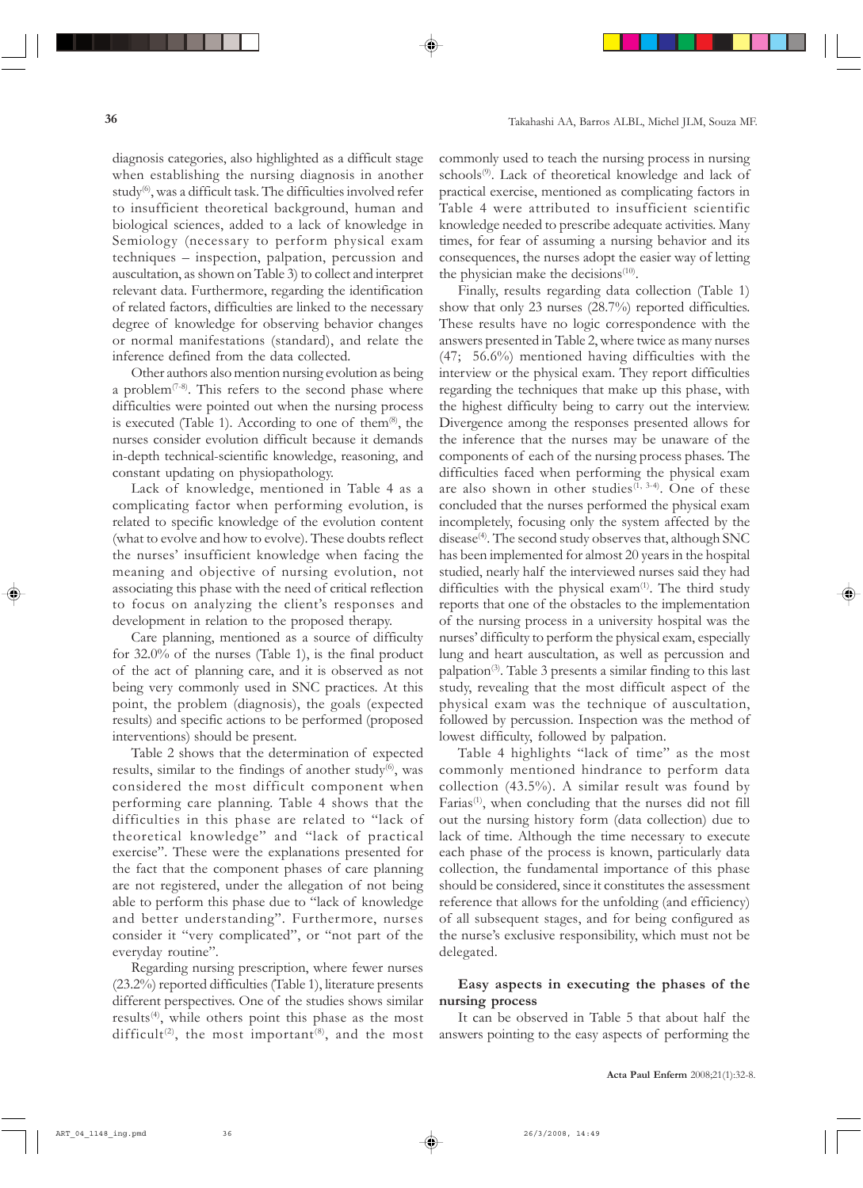diagnosis categories, also highlighted as a difficult stage when establishing the nursing diagnosis in another study[6], was a difficult task. The difficulties involved refer to insufficient theoretical background, human and biological sciences, added to a lack of knowledge in Semiology (necessary to perform physical exam techniques – inspection, palpation, percussion and auscultation, as shown on Table 3) to collect and interpret relevant data. Furthermore, regarding the identification of related factors, difficulties are linked to the necessary degree of knowledge for observing behavior changes or normal manifestations (standard), and relate the inference defined from the data collected.

Other authors also mention nursing evolution as being a problem[7-8]. This refers to the second phase where difficulties were pointed out when the nursing process is executed (Table 1). According to one of them[8], the nurses consider evolution difficult because it demands in-depth technical-scientific knowledge, reasoning, and constant updating on physiopathology.

Lack of knowledge, mentioned in Table 4 as a complicating factor when performing evolution, is related to specific knowledge of the evolution content (what to evolve and how to evolve). These doubts reflect the nurses' insufficient knowledge when facing the meaning and objective of nursing evolution, not associating this phase with the need of critical reflection to focus on analyzing the client's responses and development in relation to the proposed therapy.

Care planning, mentioned as a source of difficulty for 32.0% of the nurses (Table 1), is the final product of the act of planning care, and it is observed as not being very commonly used in SNC practices. At this point, the problem (diagnosis), the goals (expected results) and specific actions to be performed (proposed interventions) should be present.

Table 2 shows that the determination of expected results, similar to the findings of another study[6], was considered the most difficult component when performing care planning. Table 4 shows that the difficulties in this phase are related to "lack of theoretical knowledge" and "lack of practical exercise". These were the explanations presented for the fact that the component phases of care planning are not registered, under the allegation of not being able to perform this phase due to "lack of knowledge and better understanding". Furthermore, nurses consider it "very complicated", or "not part of the everyday routine".

Regarding nursing prescription, where fewer nurses (23.2%) reported difficulties (Table 1), literature presents different perspectives. One of the studies shows similar results[4], while others point this phase as the most difficult[2], the most important[8], and the most commonly used to teach the nursing process in nursing schools[9]. Lack of theoretical knowledge and lack of practical exercise, mentioned as complicating factors in Table 4 were attributed to insufficient scientific knowledge needed to prescribe adequate activities. Many times, for fear of assuming a nursing behavior and its consequences, the nurses adopt the easier way of letting the physician make the decisions[10].

Finally, results regarding data collection (Table 1) show that only 23 nurses (28.7%) reported difficulties. These results have no logic correspondence with the answers presented in Table 2, where twice as many nurses (47; 56.6%) mentioned having difficulties with the interview or the physical exam. They report difficulties regarding the techniques that make up this phase, with the highest difficulty being to carry out the interview. Divergence among the responses presented allows for the inference that the nurses may be unaware of the components of each of the nursing process phases. The difficulties faced when performing the physical exam are also shown in other studies[1, 3-4]. One of these concluded that the nurses performed the physical exam incompletely, focusing only the system affected by the disease[4]. The second study observes that, although SNC has been implemented for almost 20 years in the hospital studied, nearly half the interviewed nurses said they had difficulties with the physical exam[1]. The third study reports that one of the obstacles to the implementation of the nursing process in a university hospital was the nurses' difficulty to perform the physical exam, especially lung and heart auscultation, as well as percussion and palpation[3]. Table 3 presents a similar finding to this last study, revealing that the most difficult aspect of the physical exam was the technique of auscultation, followed by percussion. Inspection was the method of lowest difficulty, followed by palpation.

Table 4 highlights "lack of time" as the most commonly mentioned hindrance to perform data collection (43.5%). A similar result was found by Farias[1], when concluding that the nurses did not fill out the nursing history form (data collection) due to lack of time. Although the time necessary to execute each phase of the process is known, particularly data collection, the fundamental importance of this phase should be considered, since it constitutes the assessment reference that allows for the unfolding (and efficiency) of all subsequent stages, and for being configured as the nurse's exclusive responsibility, which must not be delegated.

### Easy aspects in executing the phases of the nursing process

It can be observed in Table 5 that about half the answers pointing to the easy aspects of performing the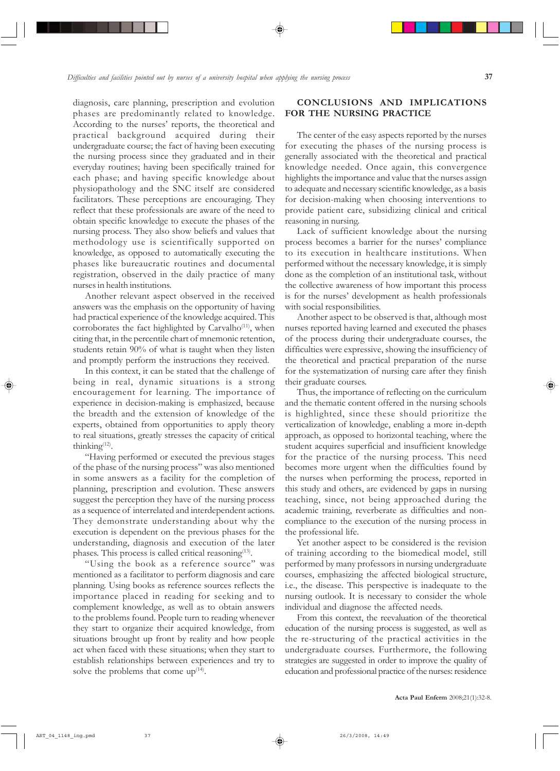diagnosis, care planning, prescription and evolution phases are predominantly related to knowledge. According to the nurses' reports, the theoretical and practical background acquired during their undergraduate course; the fact of having been executing the nursing process since they graduated and in their everyday routines; having been specifically trained for each phase; and having specific knowledge about physiopathology and the SNC itself are considered facilitators. These perceptions are encouraging. They reflect that these professionals are aware of the need to obtain specific knowledge to execute the phases of the nursing process. They also show beliefs and values that methodology use is scientifically supported on knowledge, as opposed to automatically executing the phases like bureaucratic routines and documental registration, observed in the daily practice of many nurses in health institutions.

Another relevant aspect observed in the received answers was the emphasis on the opportunity of having had practical experience of the knowledge acquired. This corroborates the fact highlighted by Carvalho[11], when citing that, in the percentile chart of mnemonic retention, students retain 90% of what is taught when they listen and promptly perform the instructions they received.

In this context, it can be stated that the challenge of being in real, dynamic situations is a strong encouragement for learning. The importance of experience in decision-making is emphasized, because the breadth and the extension of knowledge of the experts, obtained from opportunities to apply theory to real situations, greatly stresses the capacity of critical thinking[12].

"Having performed or executed the previous stages of the phase of the nursing process" was also mentioned in some answers as a facility for the completion of planning, prescription and evolution. These answers suggest the perception they have of the nursing process as a sequence of interrelated and interdependent actions. They demonstrate understanding about why the execution is dependent on the previous phases for the understanding, diagnosis and execution of the later phases. This process is called critical reasoning[13].

"Using the book as a reference source" was mentioned as a facilitator to perform diagnosis and care planning. Using books as reference sources reflects the importance placed in reading for seeking and to complement knowledge, as well as to obtain answers to the problems found. People turn to reading whenever they start to organize their acquired knowledge, from situations brought up front by reality and how people act when faced with these situations; when they start to establish relationships between experiences and try to solve the problems that come up[14].

## CONCLUSIONS AND IMPLICATIONS FOR THE NURSING PRACTICE

The center of the easy aspects reported by the nurses for executing the phases of the nursing process is generally associated with the theoretical and practical knowledge needed. Once again, this convergence highlights the importance and value that the nurses assign to adequate and necessary scientific knowledge, as a basis for decision-making when choosing interventions to provide patient care, subsidizing clinical and critical reasoning in nursing.

Lack of sufficient knowledge about the nursing process becomes a barrier for the nurses' compliance to its execution in healthcare institutions. When performed without the necessary knowledge, it is simply done as the completion of an institutional task, without the collective awareness of how important this process is for the nurses' development as health professionals with social responsibilities.

Another aspect to be observed is that, although most nurses reported having learned and executed the phases of the process during their undergraduate courses, the difficulties were expressive, showing the insufficiency of the theoretical and practical preparation of the nurse for the systematization of nursing care after they finish their graduate courses.

Thus, the importance of reflecting on the curriculum and the thematic content offered in the nursing schools is highlighted, since these should prioritize the verticalization of knowledge, enabling a more in-depth approach, as opposed to horizontal teaching, where the student acquires superficial and insufficient knowledge for the practice of the nursing process. This need becomes more urgent when the difficulties found by the nurses when performing the process, reported in this study and others, are evidenced by gaps in nursing teaching, since, not being approached during the academic training, reverberate as difficulties and non-compliance to the execution of the nursing process in the professional life.

Yet another aspect to be considered is the revision of training according to the biomedical model, still performed by many professors in nursing undergraduate courses, emphasizing the affected biological structure, i.e., the disease. This perspective is inadequate to the nursing outlook. It is necessary to consider the whole individual and diagnose the affected needs.

From this context, the reevaluation of the theoretical education of the nursing process is suggested, as well as the re-structuring of the practical activities in the undergraduate courses. Furthermore, the following strategies are suggested in order to improve the quality of education and professional practice of the nurses: residence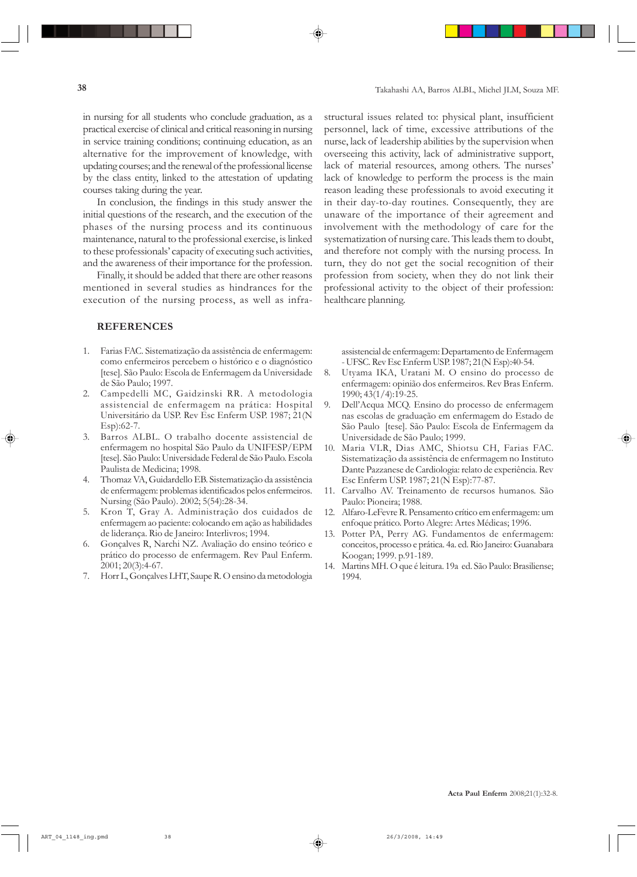in nursing for all students who conclude graduation, as a practical exercise of clinical and critical reasoning in nursing in service training conditions; continuing education, as an alternative for the improvement of knowledge, with updating courses; and the renewal of the professional license by the class entity, linked to the attestation of updating courses taking during the year.

In conclusion, the findings in this study answer the initial questions of the research, and the execution of the phases of the nursing process and its continuous maintenance, natural to the professional exercise, is linked to these professionals' capacity of executing such activities, and the awareness of their importance for the profession.

Finally, it should be added that there are other reasons mentioned in several studies as hindrances for the execution of the nursing process, as well as infra-structural issues related to: physical plant, insufficient personnel, lack of time, excessive attributions of the nurse, lack of leadership abilities by the supervision when overseeing this activity, lack of administrative support, lack of material resources, among others. The nurses' lack of knowledge to perform the process is the main reason leading these professionals to avoid executing it in their day-to-day routines. Consequently, they are unaware of the importance of their agreement and involvement with the methodology of care for the systematization of nursing care. This leads them to doubt, and therefore not comply with the nursing process. In turn, they do not get the social recognition of their profession from society, when they do not link their professional activity to the object of their profession: healthcare planning.

## REFERENCES

1. Farias FAC. Sistematização da assistência de enfermagem: como enfermeiros percebem o histórico e o diagnóstico [tese]. São Paulo: Escola de Enfermagem da Universidade de São Paulo; 1997.
2. Campedelli MC, Gaidzinski RR. A metodologia assistencial de enfermagem na prática: Hospital Universitário da USP. Rev Esc Enferm USP. 1987; 21(N Esp):62-7.
3. Barros ALBL. O trabalho docente assistencial de enfermagem no hospital São Paulo da UNIFESP/EPM [tese]. São Paulo: Universidade Federal de São Paulo. Escola Paulista de Medicina; 1998.
4. Thomaz VA, Guidardello EB. Sistematização da assistência de enfermagem: problemas identificados pelos enfermeiros. Nursing (São Paulo). 2002; 5(54):28-34.
5. Kron T, Gray A. Administração dos cuidados de enfermagem ao paciente: colocando em ação as habilidades de liderança. Rio de Janeiro: Interlivros; 1994.
6. Gonçalves R, Narchi NZ. Avaliação do ensino teórico e prático do processo de enfermagem. Rev Paul Enferm. 2001; 20(3):4-67.
7. Horr L, Gonçalves LHT, Saupe R. O ensino da metodologia assistencial de enfermagem: Departamento de Enfermagem - UFSC. Rev Esc Enferm USP. 1987; 21(N Esp):40-54.
8. Utyama IKA, Uratani M. O ensino do processo de enfermagem: opinião dos enfermeiros. Rev Bras Enferm. 1990; 43(1/4):19-25.
9. Dell'Acqua MCQ. Ensino do processo de enfermagem nas escolas de graduação em enfermagem do Estado de São Paulo [tese]. São Paulo: Escola de Enfermagem da Universidade de São Paulo; 1999.
10. Maria VLR, Dias AMC, Shiotsu CH, Farias FAC. Sistematização da assistência de enfermagem no Instituto Dante Pazzanese de Cardiologia: relato de experiência. Rev Esc Enferm USP. 1987; 21(N Esp):77-87.
11. Carvalho AV. Treinamento de recursos humanos. São Paulo: Pioneira; 1988.
12. Alfaro-LeFevre R. Pensamento crítico em enfermagem: um enfoque prático. Porto Alegre: Artes Médicas; 1996.
13. Potter PA, Perry AG. Fundamentos de enfermagem: conceitos, processo e prática. 4a. ed. Rio Janeiro: Guanabara Koogan; 1999. p.91-189.
14. Martins MH. O que é leitura. 19a ed. São Paulo: Brasiliense; 1994.